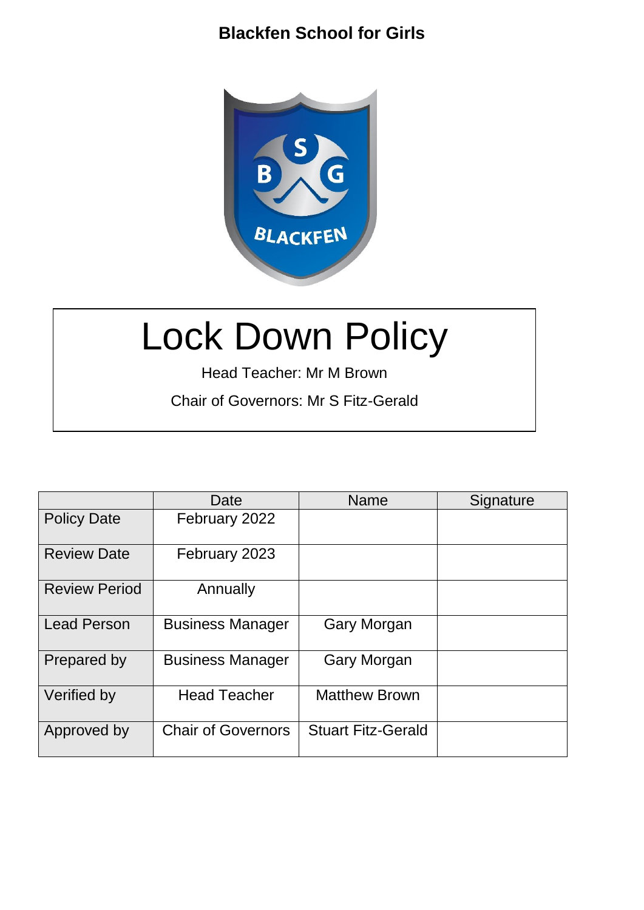**Blackfen School for Girls**

# Lock Down Policy

Head Teacher: Mr M Brown

Chair of Governors: Mr S Fitz-Gerald

| | Date | Name | Signature |
|---|---|---|---|
| Policy Date | February 2022 | | |
| Review Date | February 2023 | | |
| Review Period | Annually | | |
| Lead Person | Business Manager | Gary Morgan | |
| Prepared by | Business Manager | Gary Morgan | |
| Verified by | Head Teacher | Matthew Brown | |
| Approved by | Chair of Governors | Stuart Fitz-Gerald | |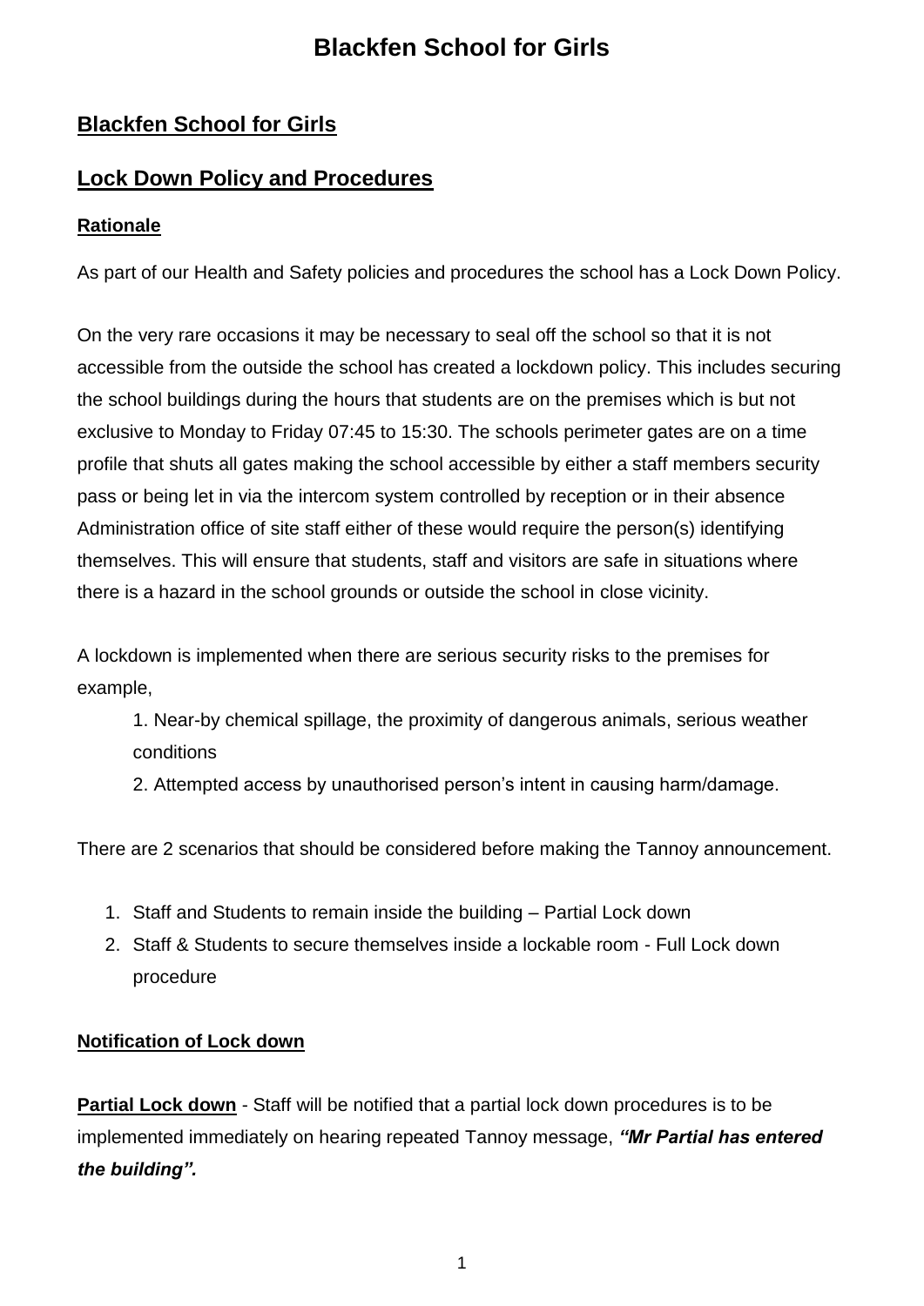## Blackfen School for Girls

## Lock Down Policy and Procedures

### Rationale

As part of our Health and Safety policies and procedures the school has a Lock Down Policy.

On the very rare occasions it may be necessary to seal off the school so that it is not accessible from the outside the school has created a lockdown policy. This includes securing the school buildings during the hours that students are on the premises which is but not exclusive to Monday to Friday 07:45 to 15:30. The schools perimeter gates are on a time profile that shuts all gates making the school accessible by either a staff members security pass or being let in via the intercom system controlled by reception or in their absence Administration office of site staff either of these would require the person(s) identifying themselves. This will ensure that students, staff and visitors are safe in situations where there is a hazard in the school grounds or outside the school in close vicinity.

A lockdown is implemented when there are serious security risks to the premises for example,

1. Near-by chemical spillage, the proximity of dangerous animals, serious weather conditions
2. Attempted access by unauthorised person's intent in causing harm/damage.

There are 2 scenarios that should be considered before making the Tannoy announcement.

1. Staff and Students to remain inside the building – Partial Lock down
2. Staff & Students to secure themselves inside a lockable room - Full Lock down procedure

### Notification of Lock down

**Partial Lock down** - Staff will be notified that a partial lock down procedures is to be implemented immediately on hearing repeated Tannoy message, ***"Mr Partial has entered the building".***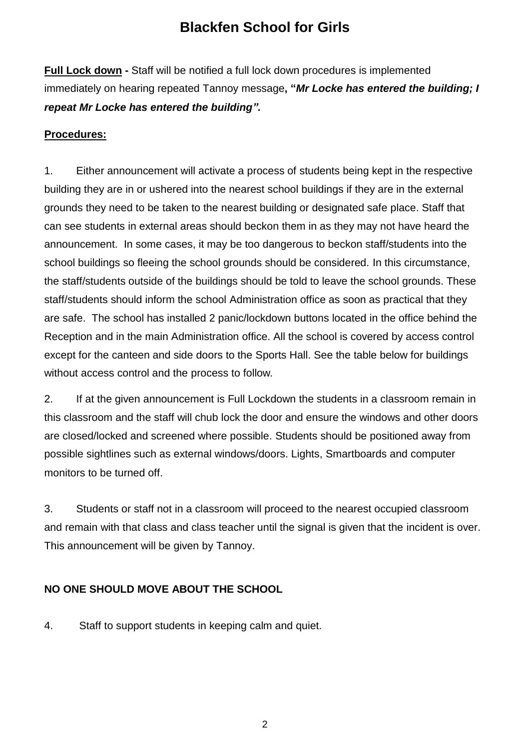# Blackfen School for Girls

**Full Lock down -** Staff will be notified a full lock down procedures is implemented immediately on hearing repeated Tannoy message**, "*Mr Locke has entered the building; I repeat Mr Locke has entered the building".***

**Procedures:**

1. Either announcement will activate a process of students being kept in the respective building they are in or ushered into the nearest school buildings if they are in the external grounds they need to be taken to the nearest building or designated safe place. Staff that can see students in external areas should beckon them in as they may not have heard the announcement. In some cases, it may be too dangerous to beckon staff/students into the school buildings so fleeing the school grounds should be considered. In this circumstance, the staff/students outside of the buildings should be told to leave the school grounds. These staff/students should inform the school Administration office as soon as practical that they are safe. The school has installed 2 panic/lockdown buttons located in the office behind the Reception and in the main Administration office. All the school is covered by access control except for the canteen and side doors to the Sports Hall. See the table below for buildings without access control and the process to follow.

2. If at the given announcement is Full Lockdown the students in a classroom remain in this classroom and the staff will chub lock the door and ensure the windows and other doors are closed/locked and screened where possible. Students should be positioned away from possible sightlines such as external windows/doors. Lights, Smartboards and computer monitors to be turned off.

3. Students or staff not in a classroom will proceed to the nearest occupied classroom and remain with that class and class teacher until the signal is given that the incident is over. This announcement will be given by Tannoy.

**NO ONE SHOULD MOVE ABOUT THE SCHOOL**

4. Staff to support students in keeping calm and quiet.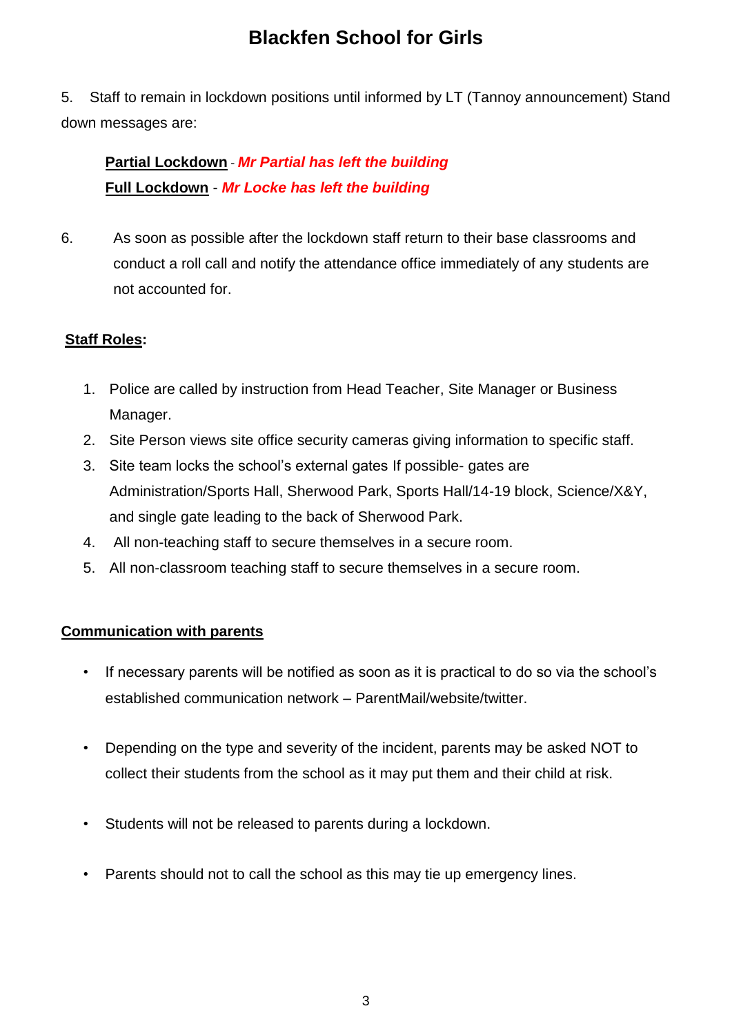5. Staff to remain in lockdown positions until informed by LT (Tannoy announcement) Stand down messages are:

**Partial Lockdown** - ***Mr Partial has left the building***
**Full Lockdown** - ***Mr Locke has left the building***

6. As soon as possible after the lockdown staff return to their base classrooms and conduct a roll call and notify the attendance office immediately of any students are not accounted for.

**Staff Roles:**

1. Police are called by instruction from Head Teacher, Site Manager or Business Manager.
2. Site Person views site office security cameras giving information to specific staff.
3. Site team locks the school's external gates If possible- gates are Administration/Sports Hall, Sherwood Park, Sports Hall/14-19 block, Science/X&Y, and single gate leading to the back of Sherwood Park.
4. All non-teaching staff to secure themselves in a secure room.
5. All non-classroom teaching staff to secure themselves in a secure room.

**Communication with parents**

- If necessary parents will be notified as soon as it is practical to do so via the school's established communication network – ParentMail/website/twitter.
- Depending on the type and severity of the incident, parents may be asked NOT to collect their students from the school as it may put them and their child at risk.
- Students will not be released to parents during a lockdown.
- Parents should not to call the school as this may tie up emergency lines.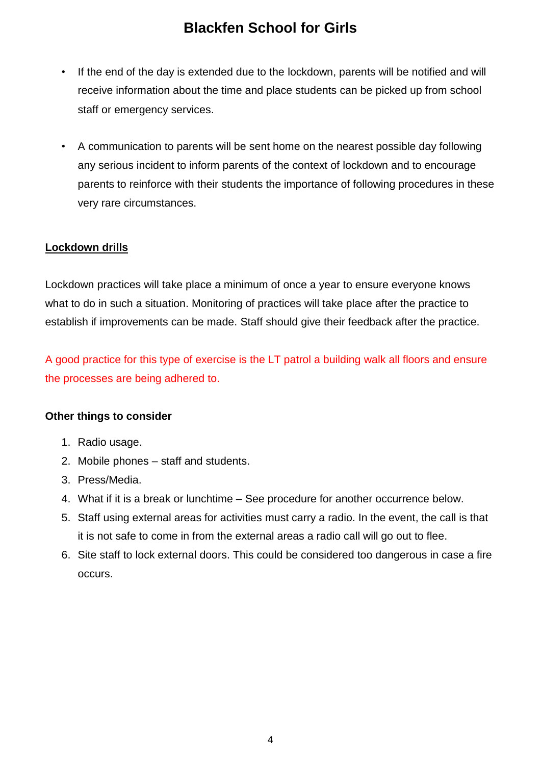- If the end of the day is extended due to the lockdown, parents will be notified and will receive information about the time and place students can be picked up from school staff or emergency services.

- A communication to parents will be sent home on the nearest possible day following any serious incident to inform parents of the context of lockdown and to encourage parents to reinforce with their students the importance of following procedures in these very rare circumstances.

## Lockdown drills

Lockdown practices will take place a minimum of once a year to ensure everyone knows what to do in such a situation. Monitoring of practices will take place after the practice to establish if improvements can be made. Staff should give their feedback after the practice.

A good practice for this type of exercise is the LT patrol a building walk all floors and ensure the processes are being adhered to.

**Other things to consider**

1. Radio usage.
2. Mobile phones – staff and students.
3. Press/Media.
4. What if it is a break or lunchtime – See procedure for another occurrence below.
5. Staff using external areas for activities must carry a radio. In the event, the call is that it is not safe to come in from the external areas a radio call will go out to flee.
6. Site staff to lock external doors. This could be considered too dangerous in case a fire occurs.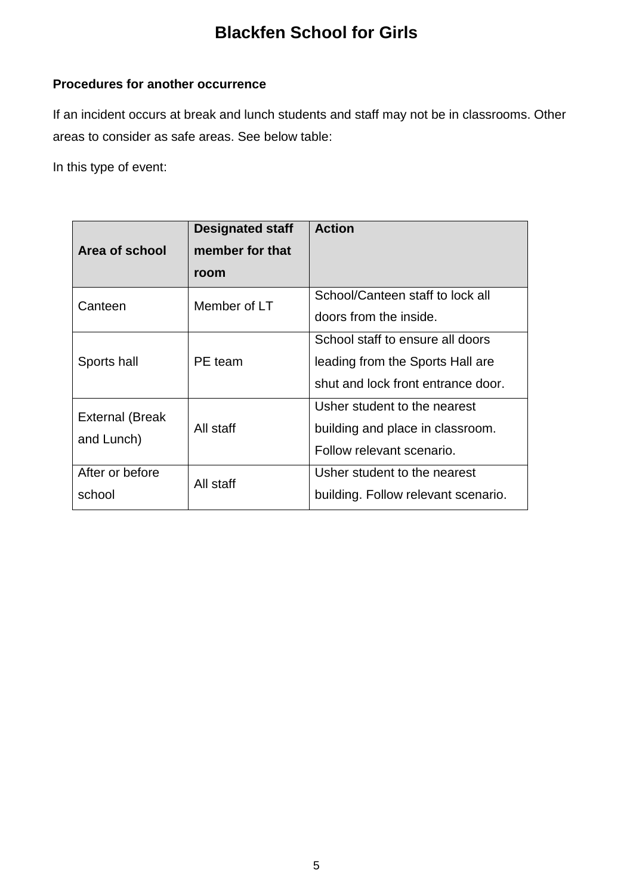# Blackfen School for Girls

**Procedures for another occurrence**

If an incident occurs at break and lunch students and staff may not be in classrooms. Other areas to consider as safe areas. See below table:

In this type of event:

| Area of school | Designated staff member for that room | Action |
|---|---|---|
| Canteen | Member of LT | School/Canteen staff to lock all doors from the inside. |
| Sports hall | PE team | School staff to ensure all doors leading from the Sports Hall are shut and lock front entrance door. |
| External (Break and Lunch) | All staff | Usher student to the nearest building and place in classroom. Follow relevant scenario. |
| After or before school | All staff | Usher student to the nearest building. Follow relevant scenario. |